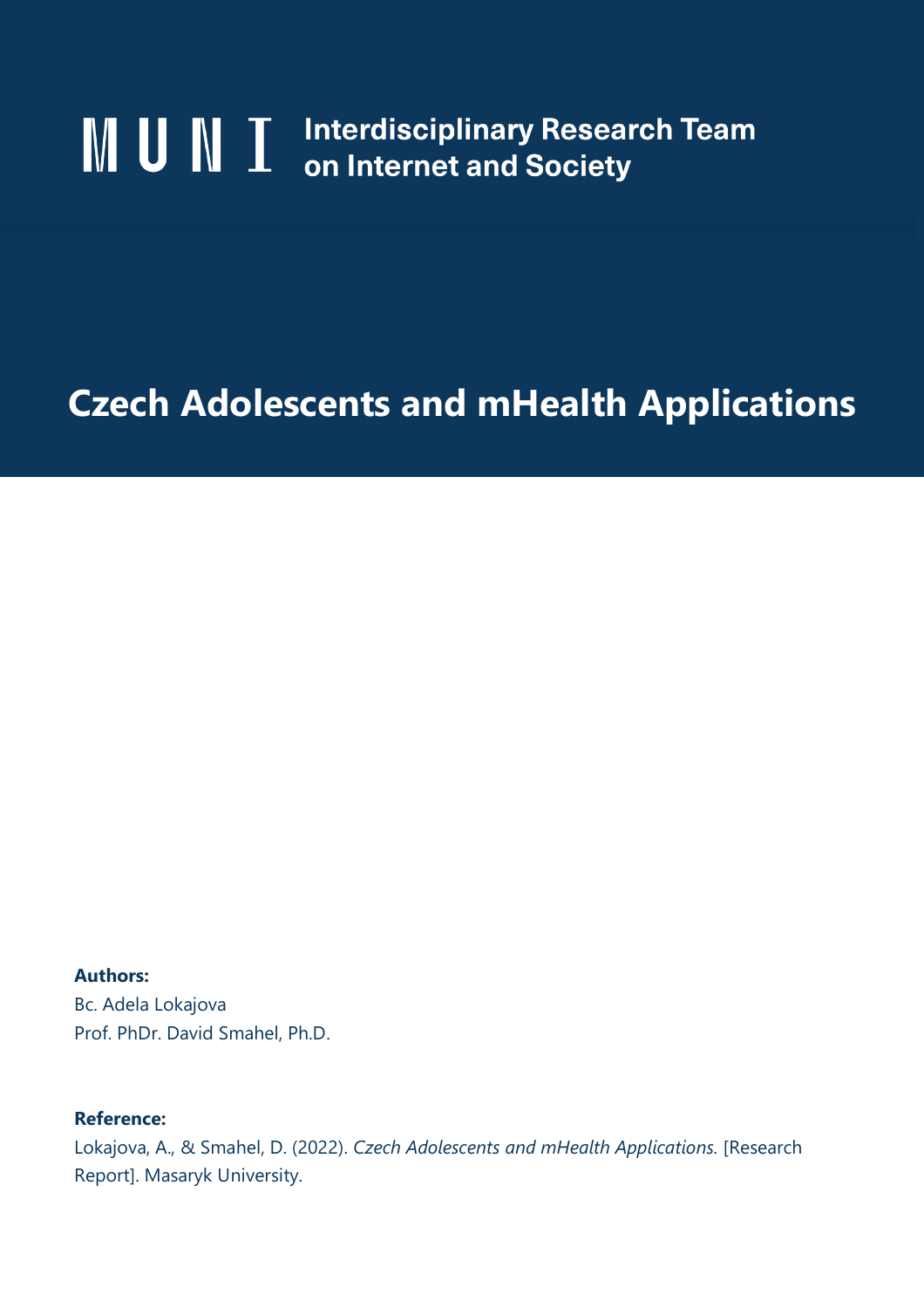M U N I **Interdisciplinary Research Team on Internet and Society**

# Czech Adolescents and mHealth Applications

**Authors:**

Bc. Adela Lokajova

Prof. PhDr. David Smahel, Ph.D.

**Reference:**

Lokajova, A., & Smahel, D. (2022). *Czech Adolescents and mHealth Applications*. [Research Report]. Masaryk University.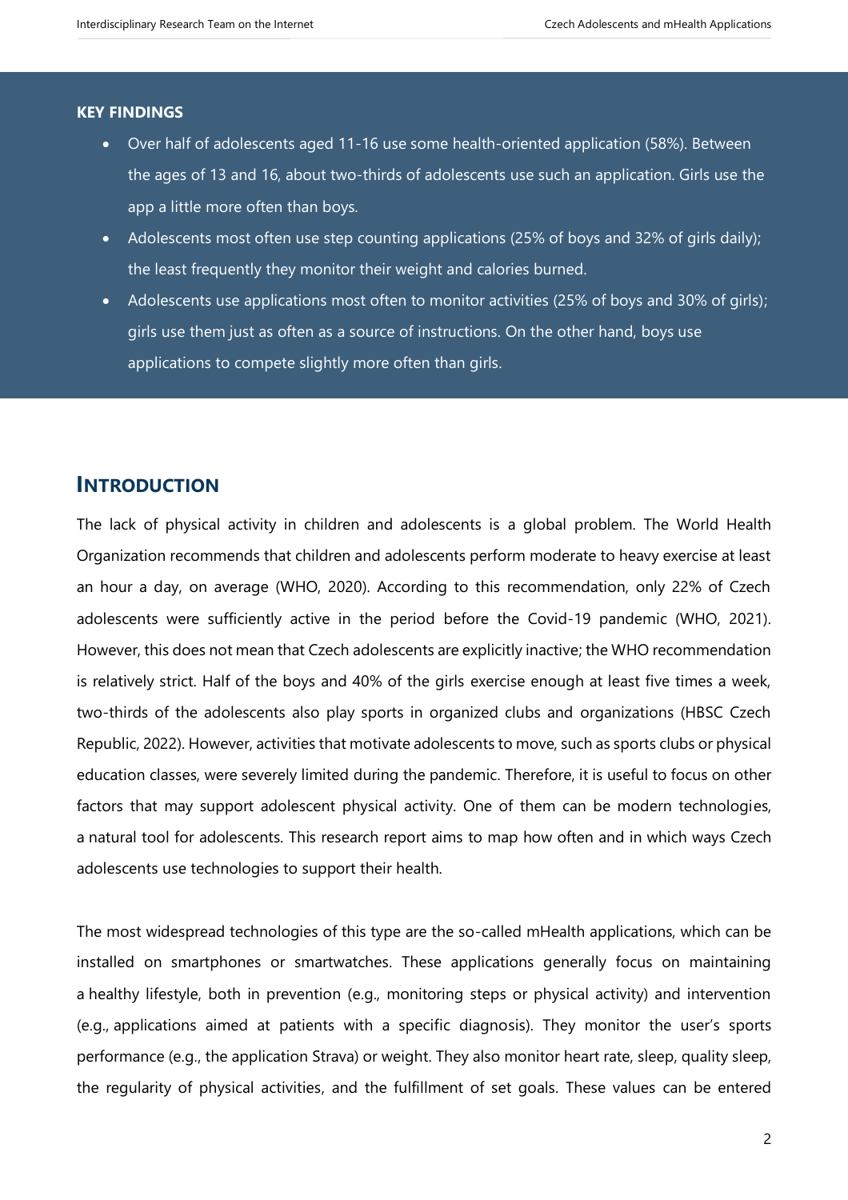**KEY FINDINGS**

- Over half of adolescents aged 11-16 use some health-oriented application (58%). Between the ages of 13 and 16, about two-thirds of adolescents use such an application. Girls use the app a little more often than boys.
- Adolescents most often use step counting applications (25% of boys and 32% of girls daily); the least frequently they monitor their weight and calories burned.
- Adolescents use applications most often to monitor activities (25% of boys and 30% of girls); girls use them just as often as a source of instructions. On the other hand, boys use applications to compete slightly more often than girls.

## INTRODUCTION

The lack of physical activity in children and adolescents is a global problem. The World Health Organization recommends that children and adolescents perform moderate to heavy exercise at least an hour a day, on average (WHO, 2020). According to this recommendation, only 22% of Czech adolescents were sufficiently active in the period before the Covid-19 pandemic (WHO, 2021). However, this does not mean that Czech adolescents are explicitly inactive; the WHO recommendation is relatively strict. Half of the boys and 40% of the girls exercise enough at least five times a week, two-thirds of the adolescents also play sports in organized clubs and organizations (HBSC Czech Republic, 2022). However, activities that motivate adolescents to move, such as sports clubs or physical education classes, were severely limited during the pandemic. Therefore, it is useful to focus on other factors that may support adolescent physical activity. One of them can be modern technologies, a natural tool for adolescents. This research report aims to map how often and in which ways Czech adolescents use technologies to support their health.

The most widespread technologies of this type are the so-called mHealth applications, which can be installed on smartphones or smartwatches. These applications generally focus on maintaining a healthy lifestyle, both in prevention (e.g., monitoring steps or physical activity) and intervention (e.g., applications aimed at patients with a specific diagnosis). They monitor the user's sports performance (e.g., the application Strava) or weight. They also monitor heart rate, sleep, quality sleep, the regularity of physical activities, and the fulfillment of set goals. These values can be entered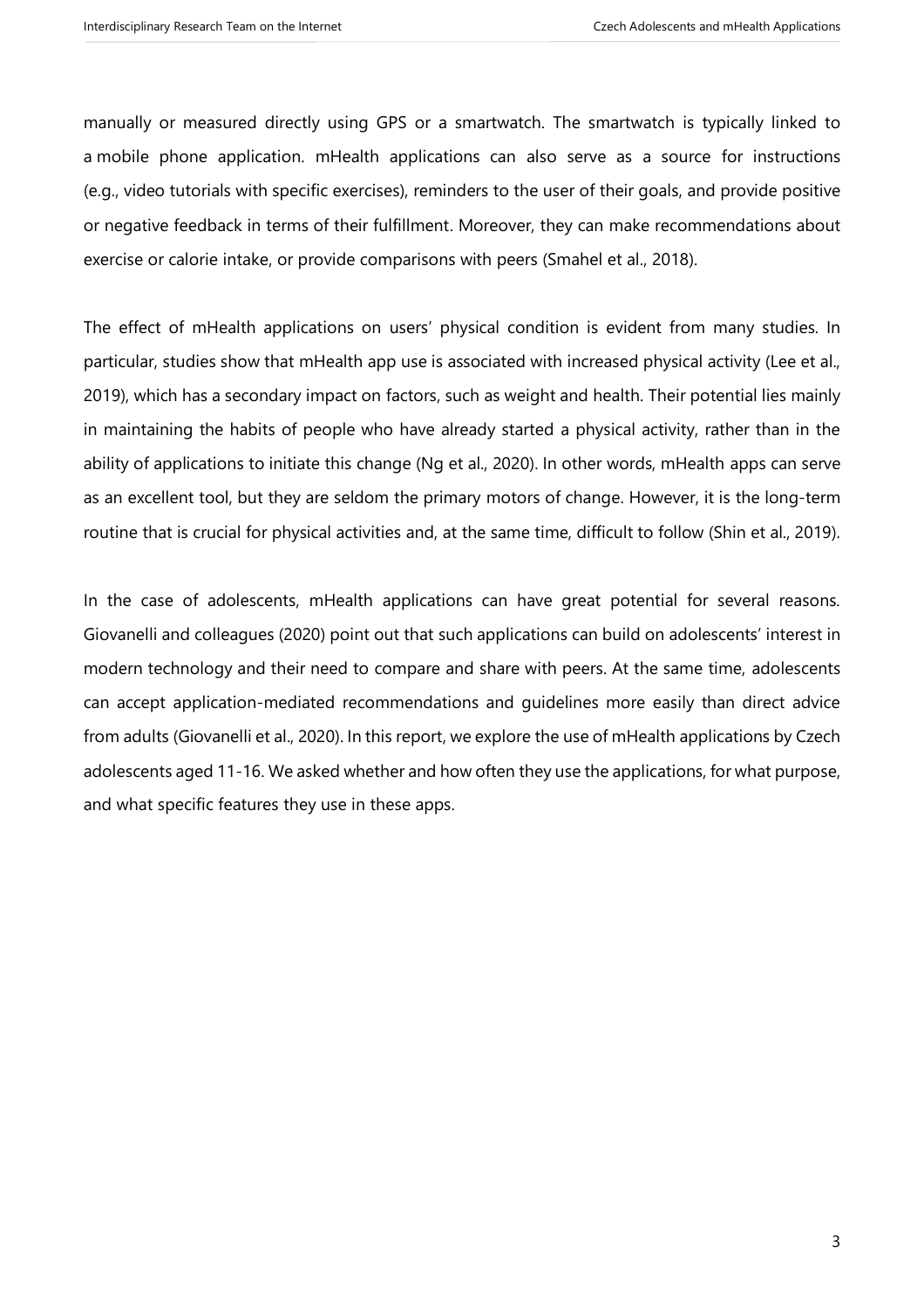manually or measured directly using GPS or a smartwatch. The smartwatch is typically linked to a mobile phone application. mHealth applications can also serve as a source for instructions (e.g., video tutorials with specific exercises), reminders to the user of their goals, and provide positive or negative feedback in terms of their fulfillment. Moreover, they can make recommendations about exercise or calorie intake, or provide comparisons with peers (Smahel et al., 2018).

The effect of mHealth applications on users' physical condition is evident from many studies. In particular, studies show that mHealth app use is associated with increased physical activity (Lee et al., 2019), which has a secondary impact on factors, such as weight and health. Their potential lies mainly in maintaining the habits of people who have already started a physical activity, rather than in the ability of applications to initiate this change (Ng et al., 2020). In other words, mHealth apps can serve as an excellent tool, but they are seldom the primary motors of change. However, it is the long-term routine that is crucial for physical activities and, at the same time, difficult to follow (Shin et al., 2019).

In the case of adolescents, mHealth applications can have great potential for several reasons. Giovanelli and colleagues (2020) point out that such applications can build on adolescents' interest in modern technology and their need to compare and share with peers. At the same time, adolescents can accept application-mediated recommendations and guidelines more easily than direct advice from adults (Giovanelli et al., 2020). In this report, we explore the use of mHealth applications by Czech adolescents aged 11-16. We asked whether and how often they use the applications, for what purpose, and what specific features they use in these apps.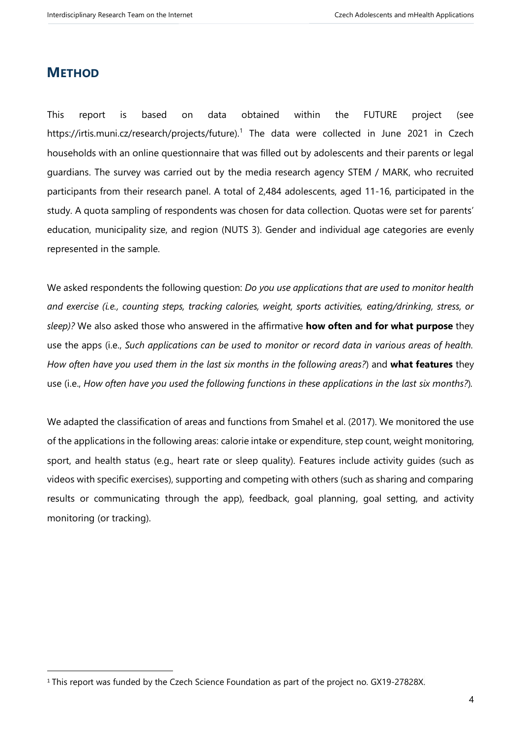# METHOD

This report is based on data obtained within the FUTURE project (see https://irtis.muni.cz/research/projects/future).[1] The data were collected in June 2021 in Czech households with an online questionnaire that was filled out by adolescents and their parents or legal guardians. The survey was carried out by the media research agency STEM / MARK, who recruited participants from their research panel. A total of 2,484 adolescents, aged 11-16, participated in the study. A quota sampling of respondents was chosen for data collection. Quotas were set for parents' education, municipality size, and region (NUTS 3). Gender and individual age categories are evenly represented in the sample.

We asked respondents the following question: *Do you use applications that are used to monitor health and exercise (i.e., counting steps, tracking calories, weight, sports activities, eating/drinking, stress, or sleep)?* We also asked those who answered in the affirmative **how often and for what purpose** they use the apps (i.e., *Such applications can be used to monitor or record data in various areas of health. How often have you used them in the last six months in the following areas?*) and **what features** they use (i.e., *How often have you used the following functions in these applications in the last six months?*).

We adapted the classification of areas and functions from Smahel et al. (2017). We monitored the use of the applications in the following areas: calorie intake or expenditure, step count, weight monitoring, sport, and health status (e.g., heart rate or sleep quality). Features include activity guides (such as videos with specific exercises), supporting and competing with others (such as sharing and comparing results or communicating through the app), feedback, goal planning, goal setting, and activity monitoring (or tracking).

[1] This report was funded by the Czech Science Foundation as part of the project no. GX19-27828X.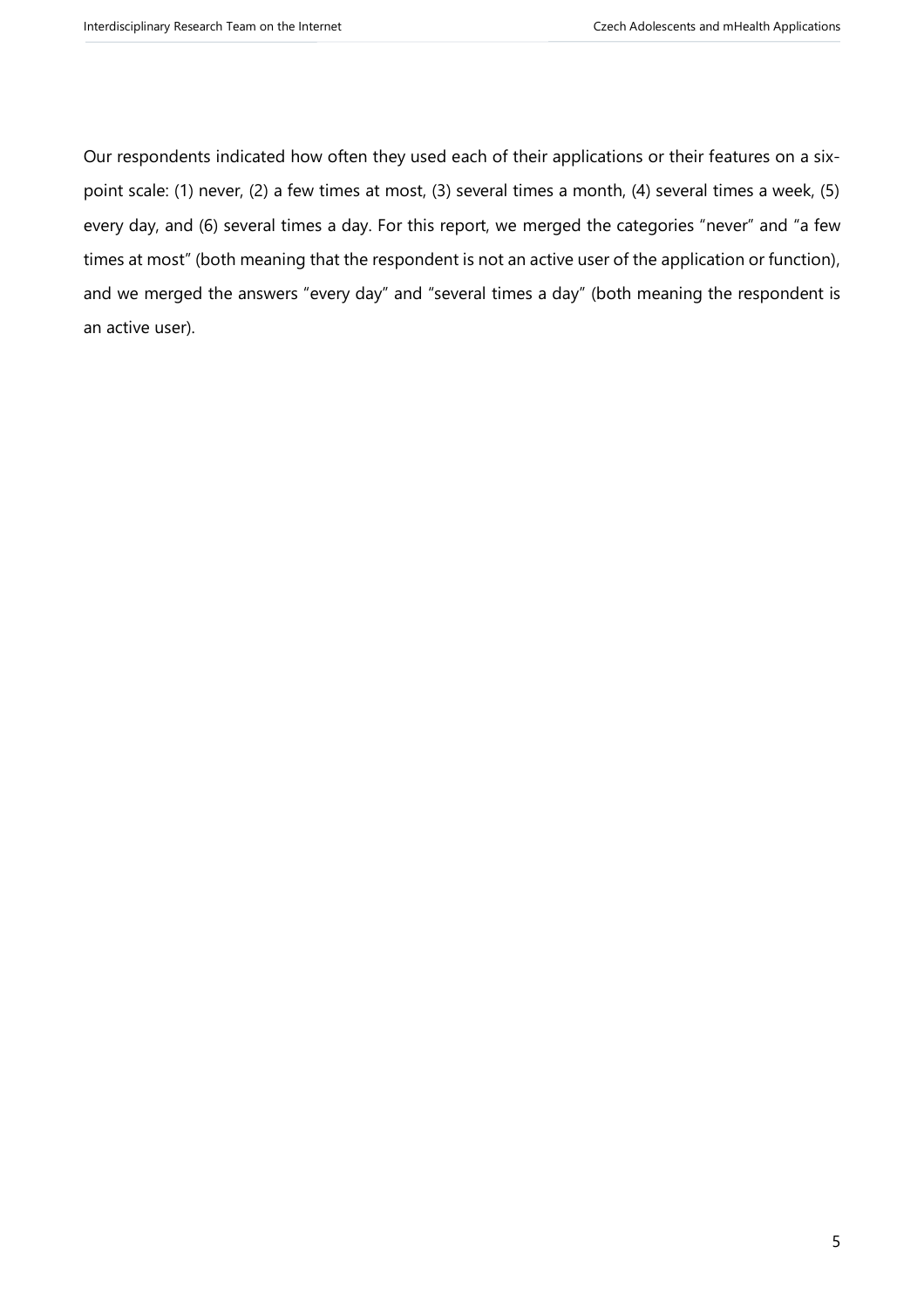Our respondents indicated how often they used each of their applications or their features on a six-point scale: (1) never, (2) a few times at most, (3) several times a month, (4) several times a week, (5) every day, and (6) several times a day. For this report, we merged the categories "never" and "a few times at most" (both meaning that the respondent is not an active user of the application or function), and we merged the answers "every day" and "several times a day" (both meaning the respondent is an active user).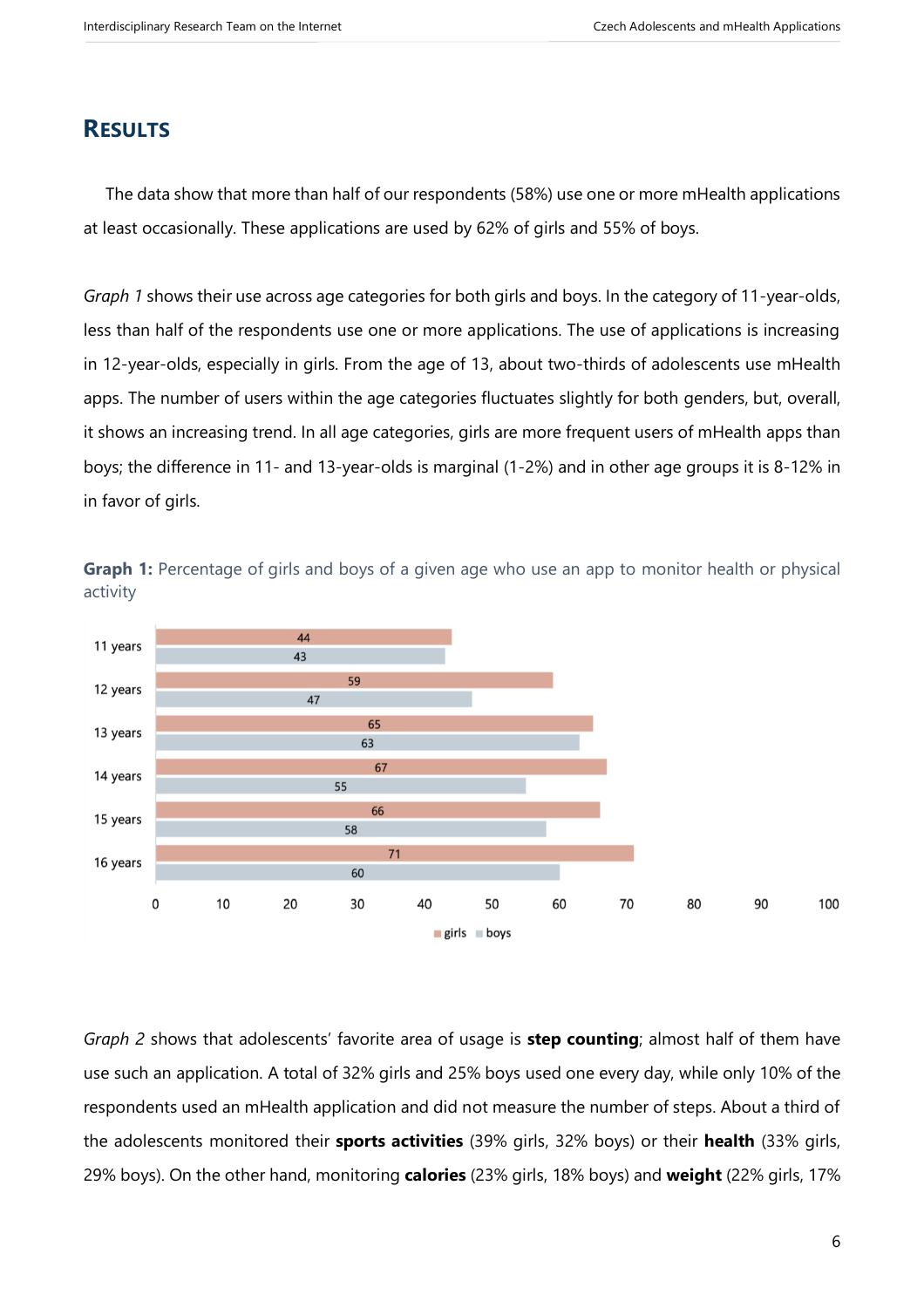## RESULTS

The data show that more than half of our respondents (58%) use one or more mHealth applications at least occasionally. These applications are used by 62% of girls and 55% of boys.

*Graph 1* shows their use across age categories for both girls and boys. In the category of 11-year-olds, less than half of the respondents use one or more applications. The use of applications is increasing in 12-year-olds, especially in girls. From the age of 13, about two-thirds of adolescents use mHealth apps. The number of users within the age categories fluctuates slightly for both genders, but, overall, it shows an increasing trend. In all age categories, girls are more frequent users of mHealth apps than boys; the difference in 11- and 13-year-olds is marginal (1-2%) and in other age groups it is 8-12% in in favor of girls.

**Graph 1:** Percentage of girls and boys of a given age who use an app to monitor health or physical activity

| Age | girls | boys |
|---|---|---|
| 11 years | 44 | 43 |
| 12 years | 59 | 47 |
| 13 years | 65 | 63 |
| 14 years | 67 | 55 |
| 15 years | 66 | 58 |
| 16 years | 71 | 60 |

*Graph 2* shows that adolescents' favorite area of usage is **step counting**; almost half of them have use such an application. A total of 32% girls and 25% boys used one every day, while only 10% of the respondents used an mHealth application and did not measure the number of steps. About a third of the adolescents monitored their **sports activities** (39% girls, 32% boys) or their **health** (33% girls, 29% boys). On the other hand, monitoring **calories** (23% girls, 18% boys) and **weight** (22% girls, 17%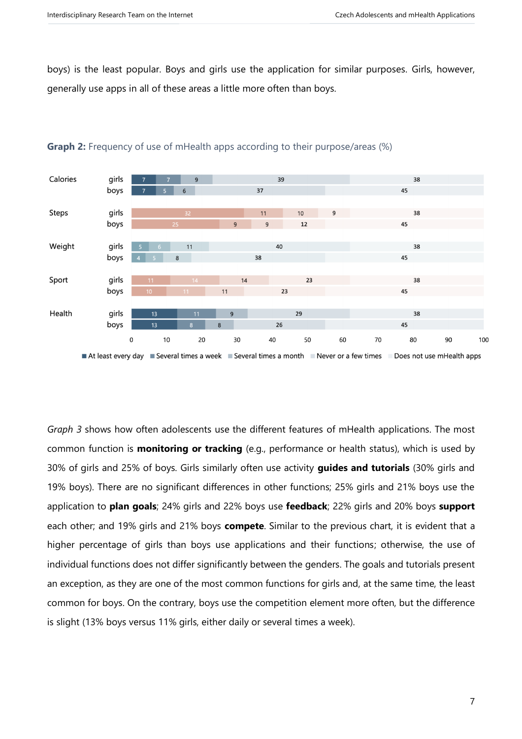boys) is the least popular. Boys and girls use the application for similar purposes. Girls, however, generally use apps in all of these areas a little more often than boys.

**Graph 2:** Frequency of use of mHealth apps according to their purpose/areas (%)

| Area | Gender | At least every day | Several times a week | Several times a month | Never or a few times | Does not use mHealth apps |
|---|---|---|---|---|---|---|
| Calories | girls | 7 | 7 | 9 | 39 | 38 |
| | boys | 7 | 5 | 6 | 37 | 45 |
| Steps | girls | 32 | 11 | 10 | 9 | 38 |
| | boys | 25 | 9 | 9 | 12 | 45 |
| Weight | girls | 5 | 6 | 11 | 40 | 38 |
| | boys | 4 | 5 | 8 | 38 | 45 |
| Sport | girls | 11 | 14 | 14 | 23 | 38 |
| | boys | 10 | 11 | 11 | 23 | 45 |
| Health | girls | 13 | 11 | 9 | 29 | 38 |
| | boys | 13 | 8 | 8 | 26 | 45 |

*Graph 3* shows how often adolescents use the different features of mHealth applications. The most common function is **monitoring or tracking** (e.g., performance or health status), which is used by 30% of girls and 25% of boys. Girls similarly often use activity **guides and tutorials** (30% girls and 19% boys). There are no significant differences in other functions; 25% girls and 21% boys use the application to **plan goals**; 24% girls and 22% boys use **feedback**; 22% girls and 20% boys **support** each other; and 19% girls and 21% boys **compete**. Similar to the previous chart, it is evident that a higher percentage of girls than boys use applications and their functions; otherwise, the use of individual functions does not differ significantly between the genders. The goals and tutorials present an exception, as they are one of the most common functions for girls and, at the same time, the least common for boys. On the contrary, boys use the competition element more often, but the difference is slight (13% boys versus 11% girls, either daily or several times a week).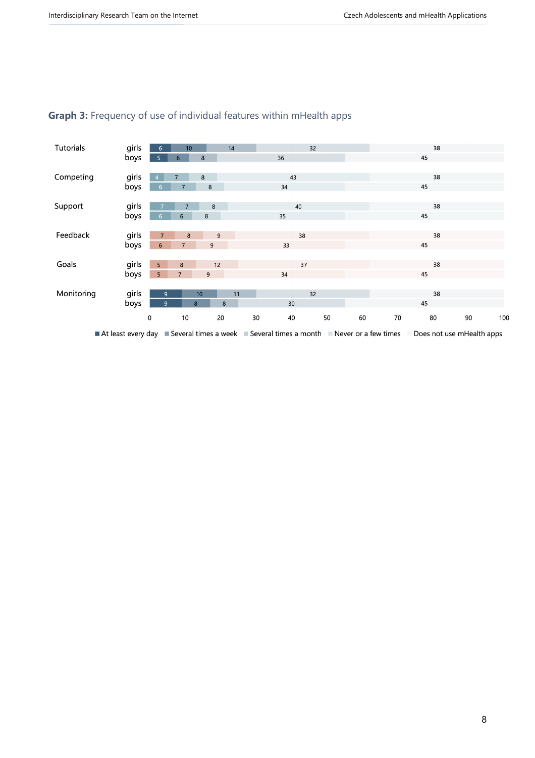**Graph 3:** Frequency of use of individual features within mHealth apps

| Feature | Group | At least every day | Several times a week | Several times a month | Never or a few times | Does not use mHealth apps |
|---|---|---|---|---|---|---|
| Tutorials | girls | 6 | 10 | 14 | 32 | 38 |
| | boys | 5 | 6 | 8 | 36 | 45 |
| Competing | girls | 4 | 7 | 8 | 43 | 38 |
| | boys | 6 | 7 | 8 | 34 | 45 |
| Support | girls | 7 | 7 | 8 | 40 | 38 |
| | boys | 6 | 6 | 8 | 35 | 45 |
| Feedback | girls | 7 | 8 | 9 | 38 | 38 |
| | boys | 6 | 7 | 9 | 33 | 45 |
| Goals | girls | 5 | 8 | 12 | 37 | 38 |
| | boys | 5 | 7 | 9 | 34 | 45 |
| Monitoring | girls | 9 | 10 | 11 | 32 | 38 |
| | boys | 9 | 8 | 8 | 30 | 45 |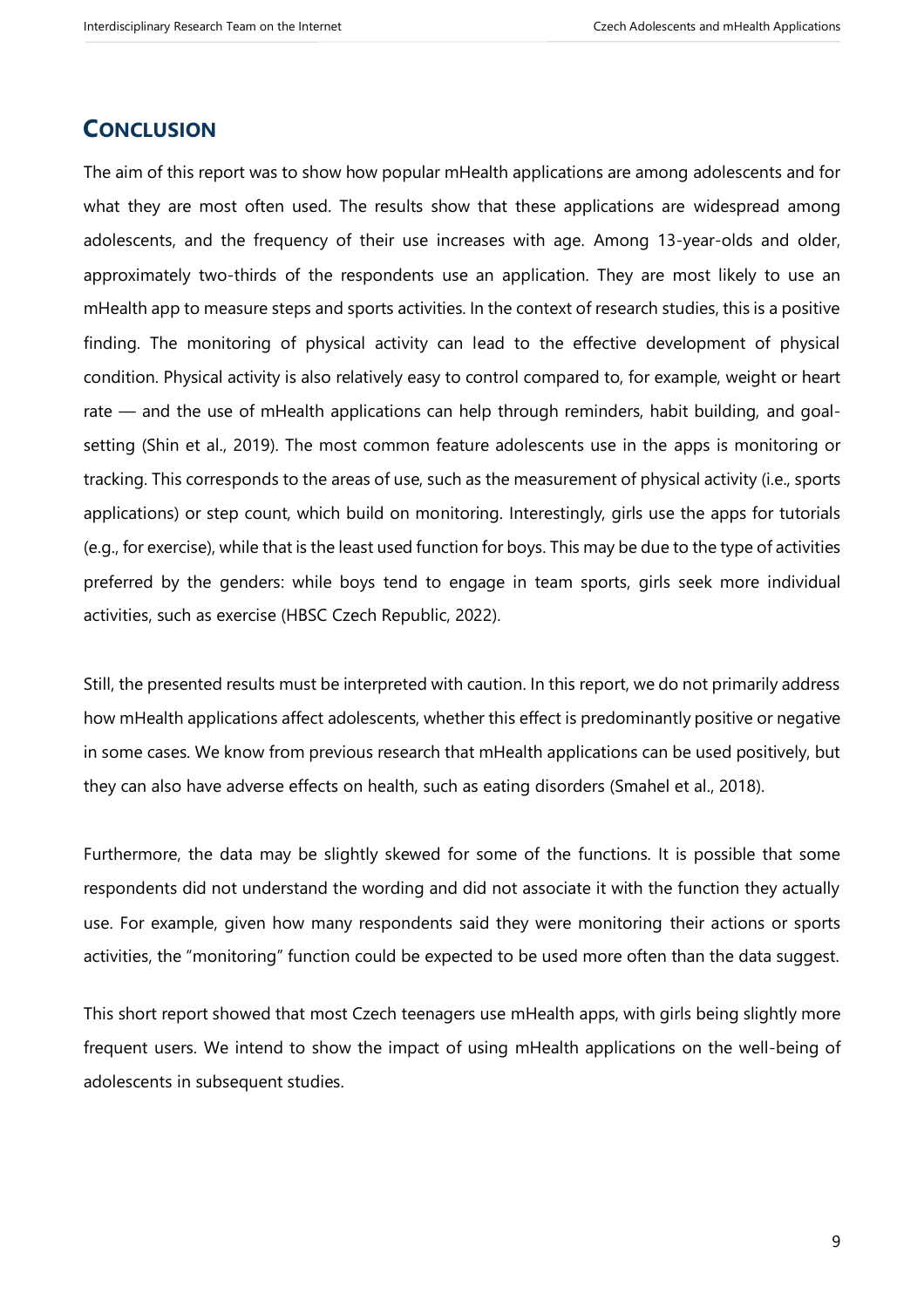## Conclusion

The aim of this report was to show how popular mHealth applications are among adolescents and for what they are most often used. The results show that these applications are widespread among adolescents, and the frequency of their use increases with age. Among 13-year-olds and older, approximately two-thirds of the respondents use an application. They are most likely to use an mHealth app to measure steps and sports activities. In the context of research studies, this is a positive finding. The monitoring of physical activity can lead to the effective development of physical condition. Physical activity is also relatively easy to control compared to, for example, weight or heart rate — and the use of mHealth applications can help through reminders, habit building, and goal-setting (Shin et al., 2019). The most common feature adolescents use in the apps is monitoring or tracking. This corresponds to the areas of use, such as the measurement of physical activity (i.e., sports applications) or step count, which build on monitoring. Interestingly, girls use the apps for tutorials (e.g., for exercise), while that is the least used function for boys. This may be due to the type of activities preferred by the genders: while boys tend to engage in team sports, girls seek more individual activities, such as exercise (HBSC Czech Republic, 2022).

Still, the presented results must be interpreted with caution. In this report, we do not primarily address how mHealth applications affect adolescents, whether this effect is predominantly positive or negative in some cases. We know from previous research that mHealth applications can be used positively, but they can also have adverse effects on health, such as eating disorders (Smahel et al., 2018).

Furthermore, the data may be slightly skewed for some of the functions. It is possible that some respondents did not understand the wording and did not associate it with the function they actually use. For example, given how many respondents said they were monitoring their actions or sports activities, the "monitoring" function could be expected to be used more often than the data suggest.

This short report showed that most Czech teenagers use mHealth apps, with girls being slightly more frequent users. We intend to show the impact of using mHealth applications on the well-being of adolescents in subsequent studies.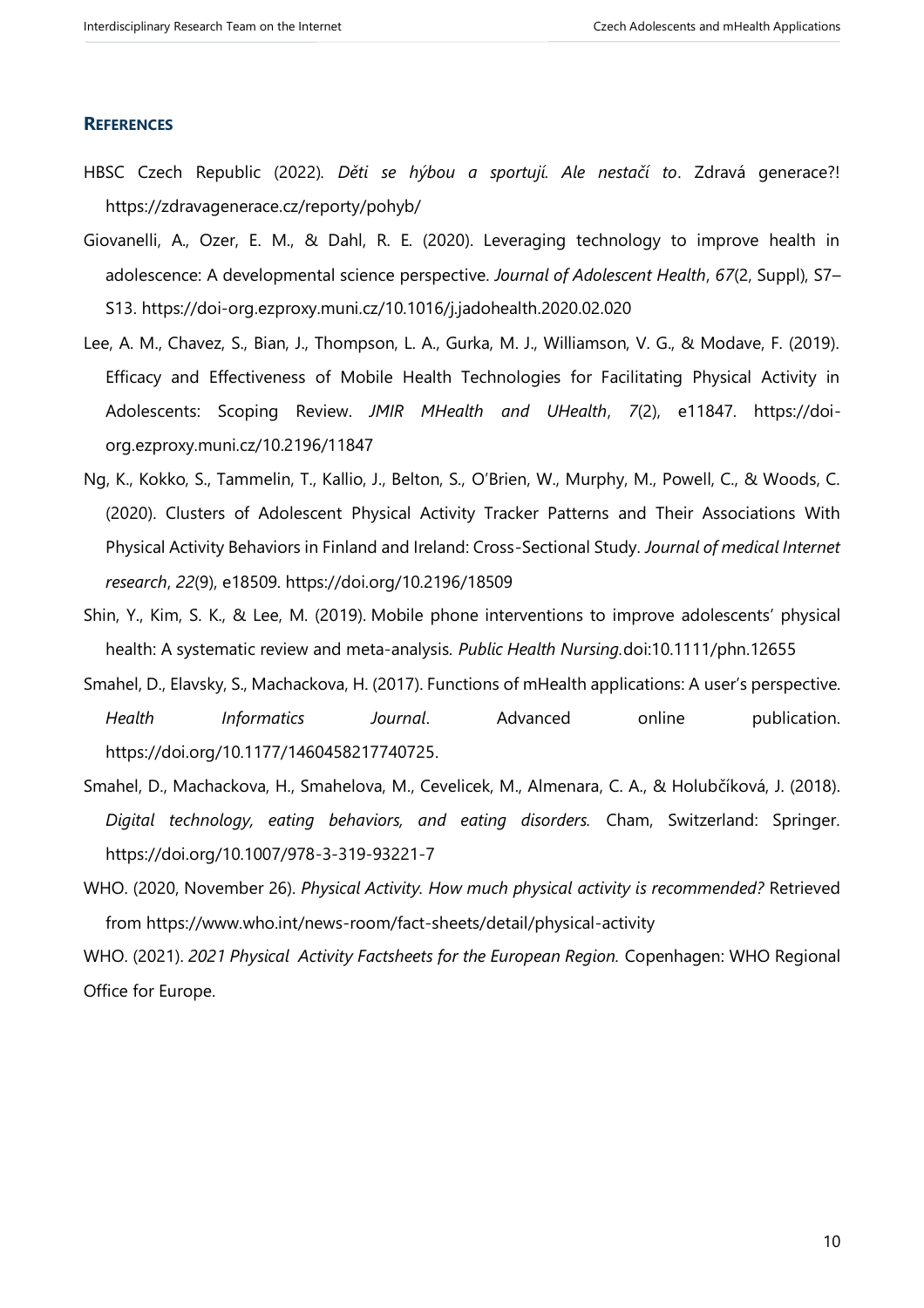## References

HBSC Czech Republic (2022). *Děti se hýbou a sportují. Ale nestačí to*. Zdravá generace?! https://zdravagenerace.cz/reporty/pohyb/

Giovanelli, A., Ozer, E. M., & Dahl, R. E. (2020). Leveraging technology to improve health in adolescence: A developmental science perspective. *Journal of Adolescent Health*, *67*(2, Suppl), S7–S13. https://doi-org.ezproxy.muni.cz/10.1016/j.jadohealth.2020.02.020

Lee, A. M., Chavez, S., Bian, J., Thompson, L. A., Gurka, M. J., Williamson, V. G., & Modave, F. (2019). Efficacy and Effectiveness of Mobile Health Technologies for Facilitating Physical Activity in Adolescents: Scoping Review. *JMIR MHealth and UHealth*, *7*(2), e11847. https://doi-org.ezproxy.muni.cz/10.2196/11847

Ng, K., Kokko, S., Tammelin, T., Kallio, J., Belton, S., O'Brien, W., Murphy, M., Powell, C., & Woods, C. (2020). Clusters of Adolescent Physical Activity Tracker Patterns and Their Associations With Physical Activity Behaviors in Finland and Ireland: Cross-Sectional Study. *Journal of medical Internet research*, *22*(9), e18509. https://doi.org/10.2196/18509

Shin, Y., Kim, S. K., & Lee, M. (2019). Mobile phone interventions to improve adolescents' physical health: A systematic review and meta-analysis. *Public Health Nursing.*doi:10.1111/phn.12655

Smahel, D., Elavsky, S., Machackova, H. (2017). Functions of mHealth applications: A user's perspective. *Health Informatics Journal*. Advanced online publication. https://doi.org/10.1177/1460458217740725.

Smahel, D., Machackova, H., Smahelova, M., Cevelicek, M., Almenara, C. A., & Holubčíková, J. (2018). *Digital technology, eating behaviors, and eating disorders.* Cham, Switzerland: Springer. https://doi.org/10.1007/978-3-319-93221-7

WHO. (2020, November 26). *Physical Activity. How much physical activity is recommended?* Retrieved from https://www.who.int/news-room/fact-sheets/detail/physical-activity

WHO. (2021). *2021 Physical Activity Factsheets for the European Region.* Copenhagen: WHO Regional Office for Europe.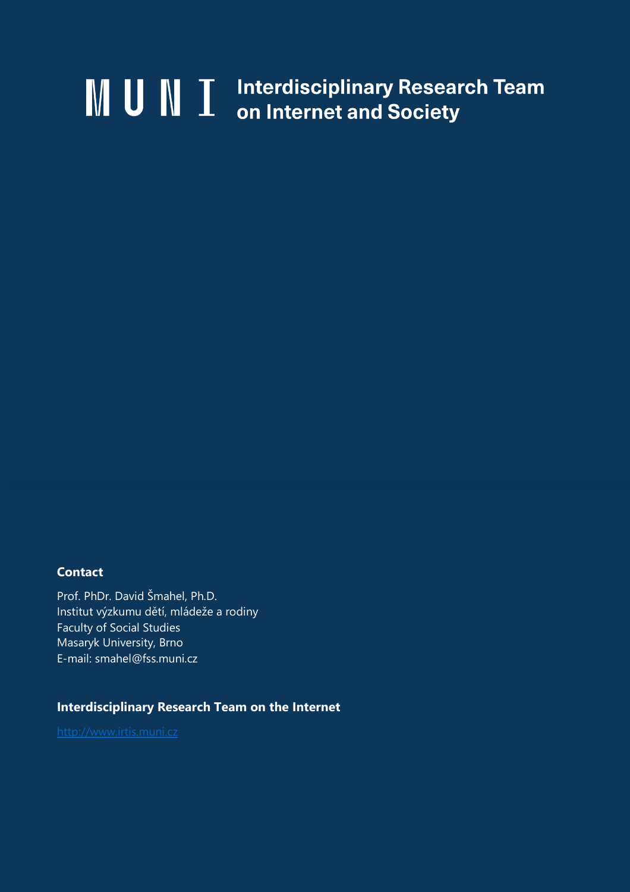MUNI Interdisciplinary Research Team on Internet and Society

**Contact**

Prof. PhDr. David Šmahel, Ph.D.
Institut výzkumu dětí, mládeže a rodiny
Faculty of Social Studies
Masaryk University, Brno
E-mail: smahel@fss.muni.cz

**Interdisciplinary Research Team on the Internet**

http://www.irtis.muni.cz